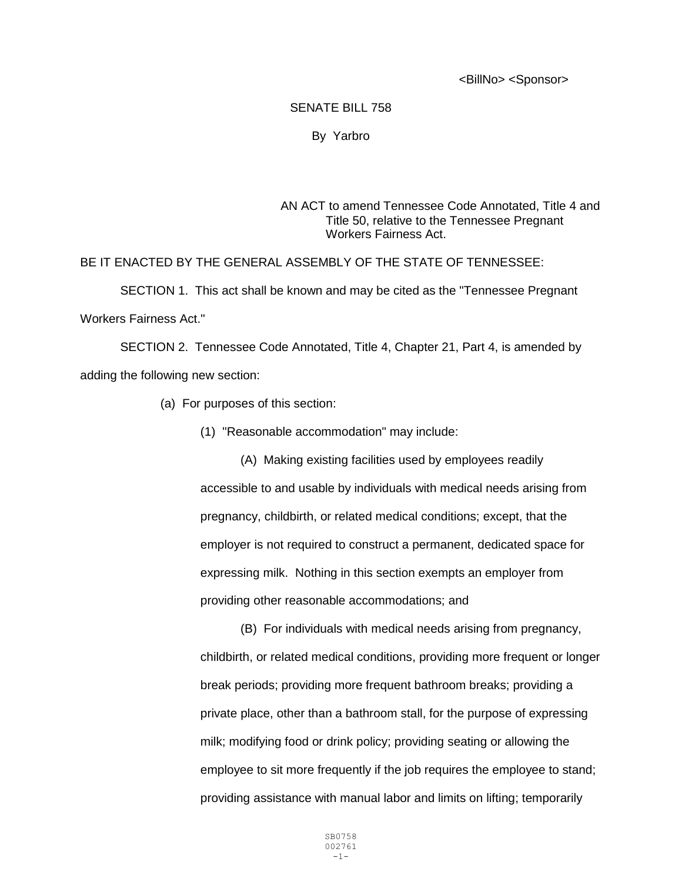<BillNo> <Sponsor>

SENATE BILL 758

By Yarbro

AN ACT to amend Tennessee Code Annotated, Title 4 and Title 50, relative to the Tennessee Pregnant Workers Fairness Act.

BE IT ENACTED BY THE GENERAL ASSEMBLY OF THE STATE OF TENNESSEE:

SECTION 1. This act shall be known and may be cited as the "Tennessee Pregnant Workers Fairness Act."

SECTION 2. Tennessee Code Annotated, Title 4, Chapter 21, Part 4, is amended by adding the following new section:

(a) For purposes of this section:

(1) "Reasonable accommodation" may include:

(A) Making existing facilities used by employees readily accessible to and usable by individuals with medical needs arising from pregnancy, childbirth, or related medical conditions; except, that the employer is not required to construct a permanent, dedicated space for expressing milk. Nothing in this section exempts an employer from providing other reasonable accommodations; and

(B) For individuals with medical needs arising from pregnancy, childbirth, or related medical conditions, providing more frequent or longer break periods; providing more frequent bathroom breaks; providing a private place, other than a bathroom stall, for the purpose of expressing milk; modifying food or drink policy; providing seating or allowing the employee to sit more frequently if the job requires the employee to stand; providing assistance with manual labor and limits on lifting; temporarily

SB0758
002761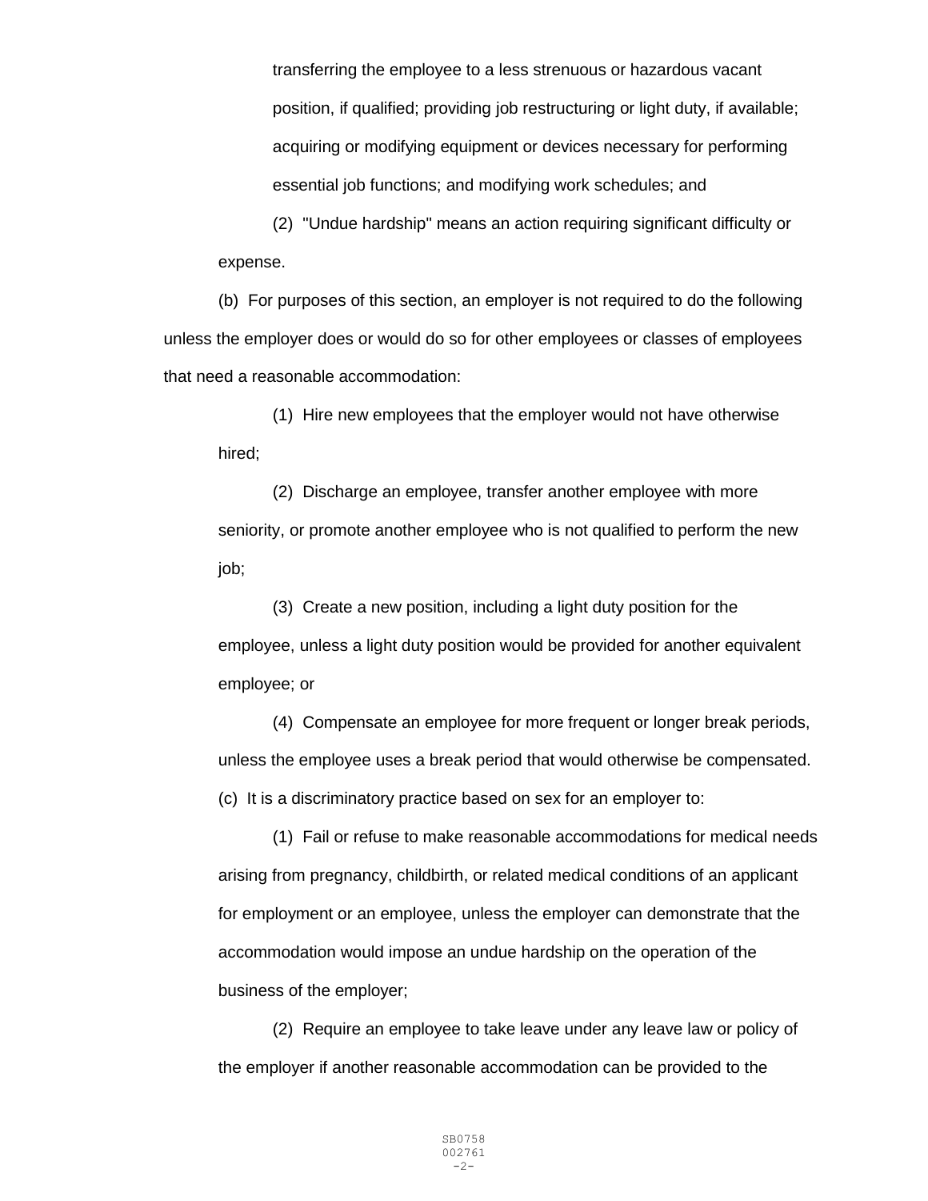transferring the employee to a less strenuous or hazardous vacant position, if qualified; providing job restructuring or light duty, if available; acquiring or modifying equipment or devices necessary for performing essential job functions; and modifying work schedules; and

(2) "Undue hardship" means an action requiring significant difficulty or expense.

(b) For purposes of this section, an employer is not required to do the following unless the employer does or would do so for other employees or classes of employees that need a reasonable accommodation:

(1) Hire new employees that the employer would not have otherwise hired;

(2) Discharge an employee, transfer another employee with more seniority, or promote another employee who is not qualified to perform the new job;

(3) Create a new position, including a light duty position for the employee, unless a light duty position would be provided for another equivalent employee; or

(4) Compensate an employee for more frequent or longer break periods, unless the employee uses a break period that would otherwise be compensated.

(c) It is a discriminatory practice based on sex for an employer to:

(1) Fail or refuse to make reasonable accommodations for medical needs arising from pregnancy, childbirth, or related medical conditions of an applicant for employment or an employee, unless the employer can demonstrate that the accommodation would impose an undue hardship on the operation of the business of the employer;

(2) Require an employee to take leave under any leave law or policy of the employer if another reasonable accommodation can be provided to the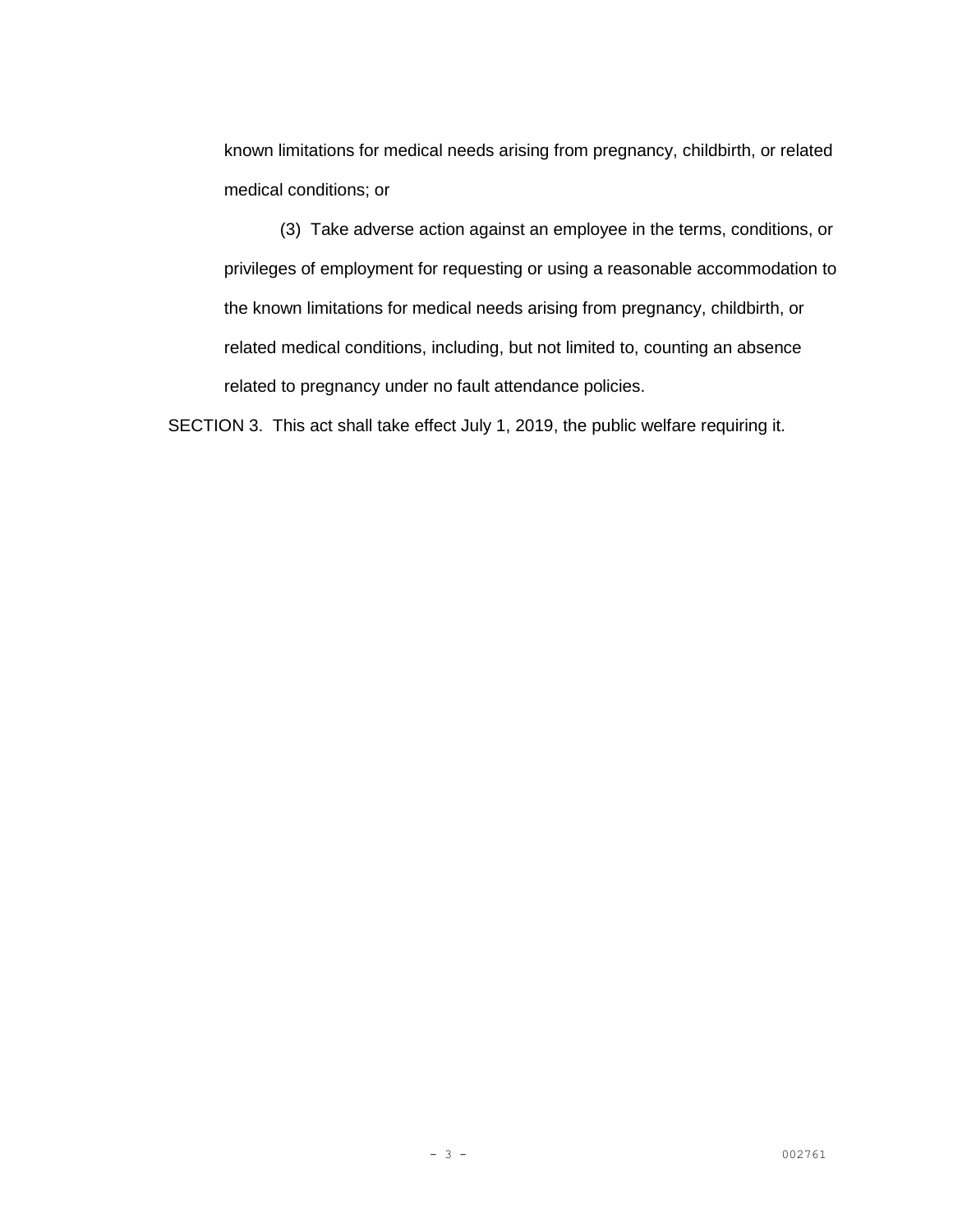known limitations for medical needs arising from pregnancy, childbirth, or related medical conditions; or

(3) Take adverse action against an employee in the terms, conditions, or privileges of employment for requesting or using a reasonable accommodation to the known limitations for medical needs arising from pregnancy, childbirth, or related medical conditions, including, but not limited to, counting an absence related to pregnancy under no fault attendance policies.

SECTION 3. This act shall take effect July 1, 2019, the public welfare requiring it.